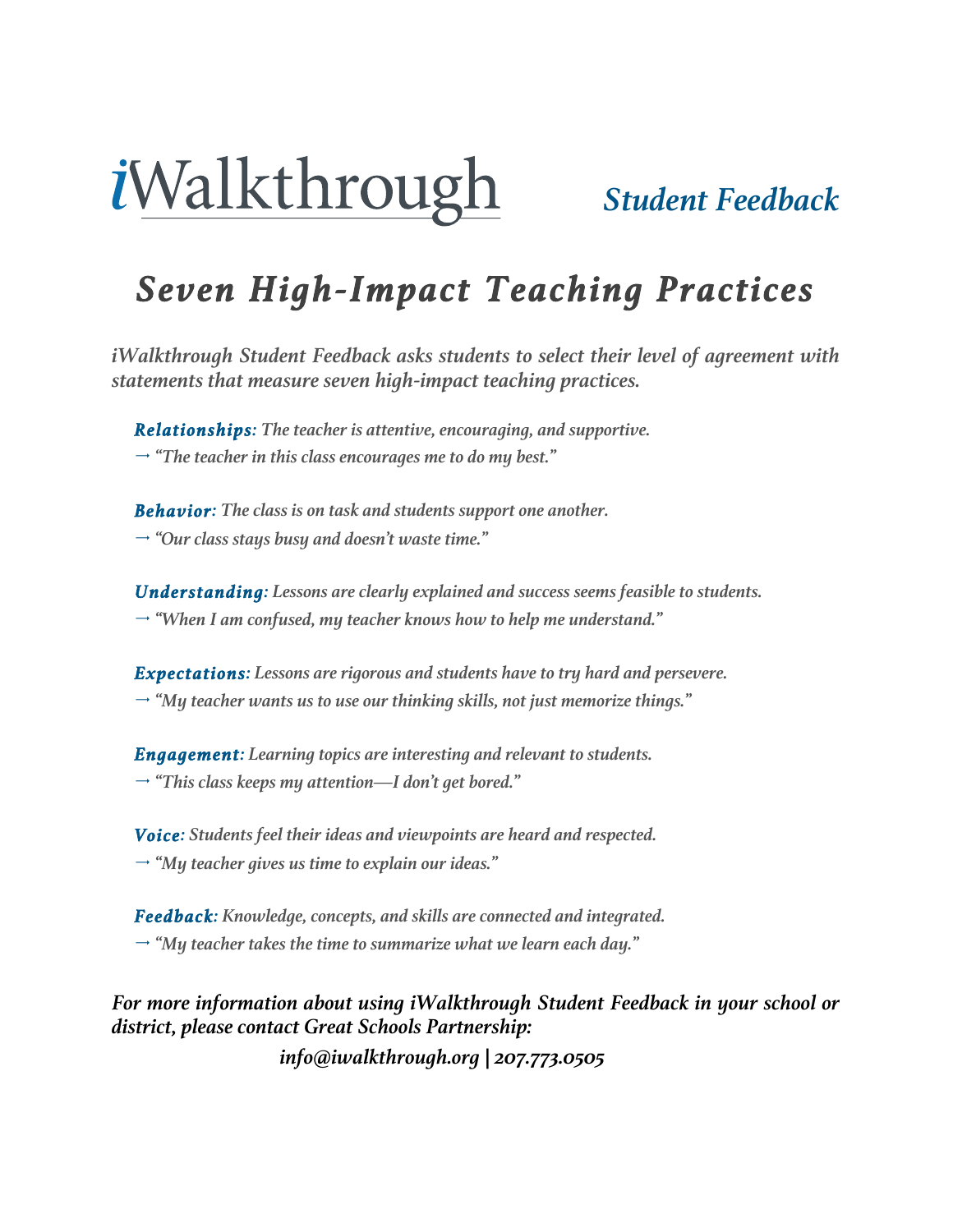# iWalkthrough

## *Student Feedback*

# *Seven High-Impact Teaching Practices*

***iWalkthrough Student Feedback asks students to select their level of agreement with statements that measure seven high-impact teaching practices.***

***Relationships**: The teacher is attentive, encouraging, and supportive.*
*→ "The teacher in this class encourages me to do my best."*

***Behavior**: The class is on task and students support one another.*
*→ "Our class stays busy and doesn't waste time."*

***Understanding**: Lessons are clearly explained and success seems feasible to students.*
*→ "When I am confused, my teacher knows how to help me understand."*

***Expectations**: Lessons are rigorous and students have to try hard and persevere.*
*→ "My teacher wants us to use our thinking skills, not just memorize things."*

***Engagement**: Learning topics are interesting and relevant to students.*
*→ "This class keeps my attention—I don't get bored."*

***Voice**: Students feel their ideas and viewpoints are heard and respected.*
*→ "My teacher gives us time to explain our ideas."*

***Feedback**: Knowledge, concepts, and skills are connected and integrated.*
*→ "My teacher takes the time to summarize what we learn each day."*

***For more information about using iWalkthrough Student Feedback in your school or district, please contact Great Schools Partnership:***

***info@iwalkthrough.org | 207.773.0505***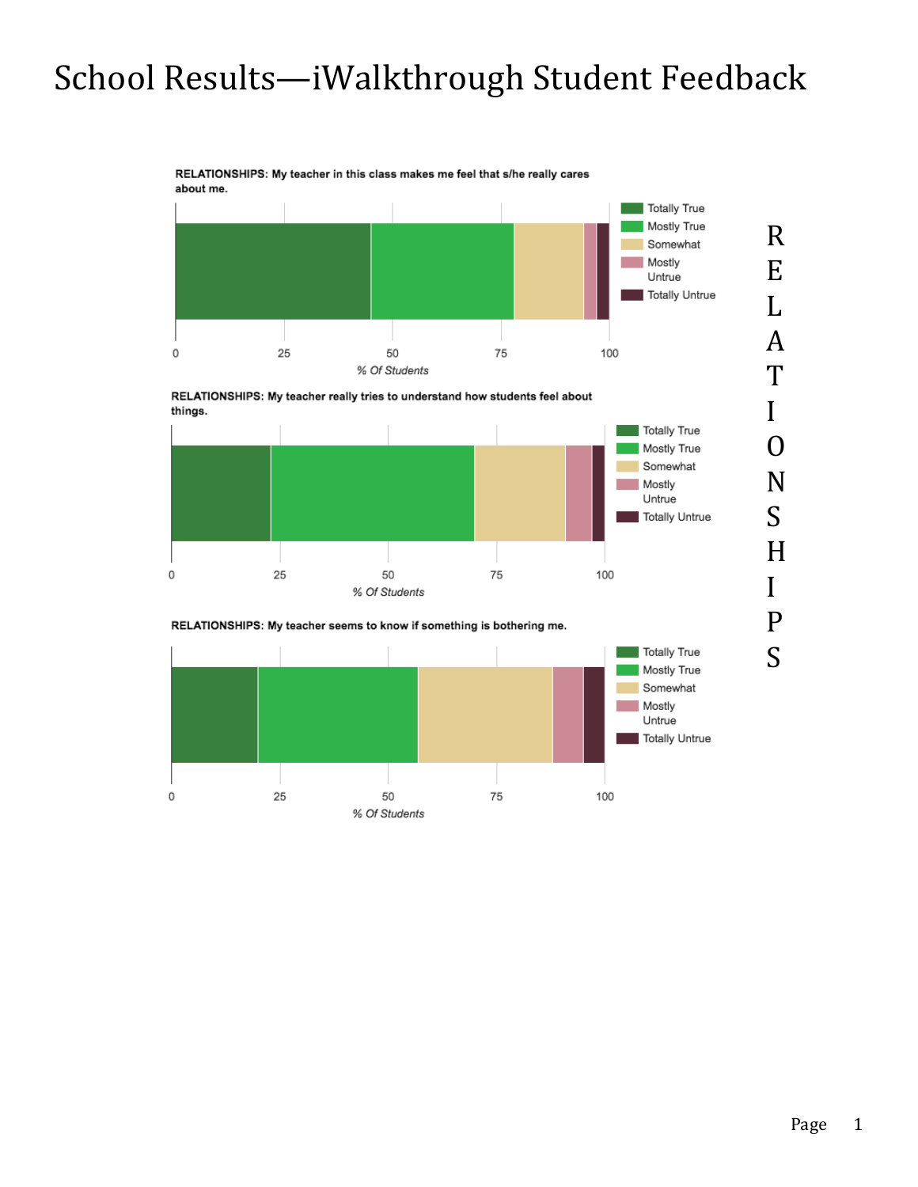# School Results—iWalkthrough Student Feedback

**RELATIONSHIPS: My teacher in this class makes me feel that s/he really cares about me.**

Legend: Totally True, Mostly True, Somewhat, Mostly Untrue, Totally Untrue

0 25 50 75 100

*% Of Students*

**RELATIONSHIPS: My teacher really tries to understand how students feel about things.**

Legend: Totally True, Mostly True, Somewhat, Mostly Untrue, Totally Untrue

0 25 50 75 100

*% Of Students*

**RELATIONSHIPS: My teacher seems to know if something is bothering me.**

Legend: Totally True, Mostly True, Somewhat, Mostly Untrue, Totally Untrue

0 25 50 75 100

*% Of Students*

RELATIONSHIPS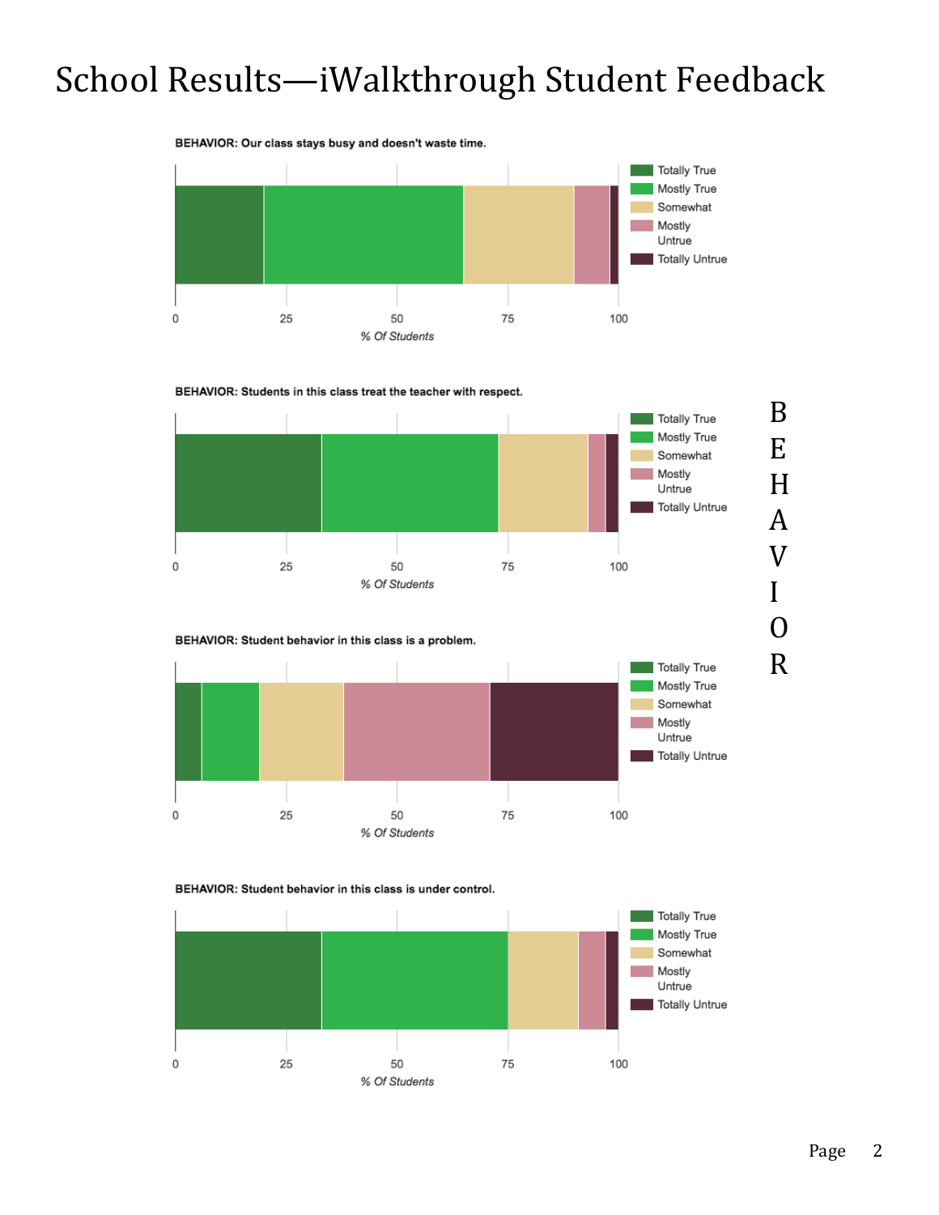# School Results—iWalkthrough Student Feedback

**BEHAVIOR:** Our class stays busy and doesn't waste time.

Legend: Totally True, Mostly True, Somewhat, Mostly Untrue, Totally Untrue

0 25 50 75 100

*% Of Students*

**BEHAVIOR:** Students in this class treat the teacher with respect.

Legend: Totally True, Mostly True, Somewhat, Mostly Untrue, Totally Untrue

0 25 50 75 100

*% Of Students*

**BEHAVIOR:** Student behavior in this class is a problem.

Legend: Totally True, Mostly True, Somewhat, Mostly Untrue, Totally Untrue

0 25 50 75 100

*% Of Students*

**BEHAVIOR:** Student behavior in this class is under control.

Legend: Totally True, Mostly True, Somewhat, Mostly Untrue, Totally Untrue

0 25 50 75 100

*% Of Students*

BEHAVIOR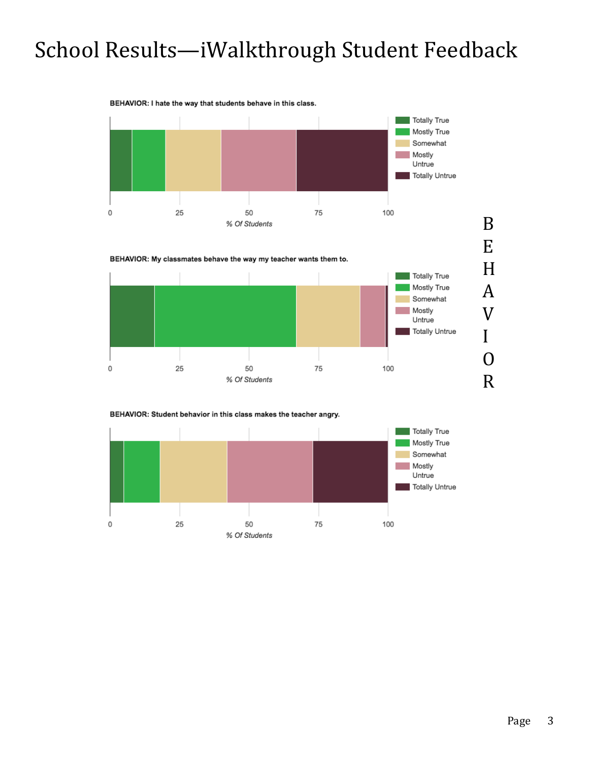# School Results—iWalkthrough Student Feedback

**BEHAVIOR: I hate the way that students behave in this class.**

Legend: Totally True, Mostly True, Somewhat, Mostly Untrue, Totally Untrue

0 25 50 75 100

*% Of Students*

**BEHAVIOR: My classmates behave the way my teacher wants them to.**

Legend: Totally True, Mostly True, Somewhat, Mostly Untrue, Totally Untrue

0 25 50 75 100

*% Of Students*

**BEHAVIOR: Student behavior in this class makes the teacher angry.**

Legend: Totally True, Mostly True, Somewhat, Mostly Untrue, Totally Untrue

0 25 50 75 100

*% Of Students*

BEHAVIOR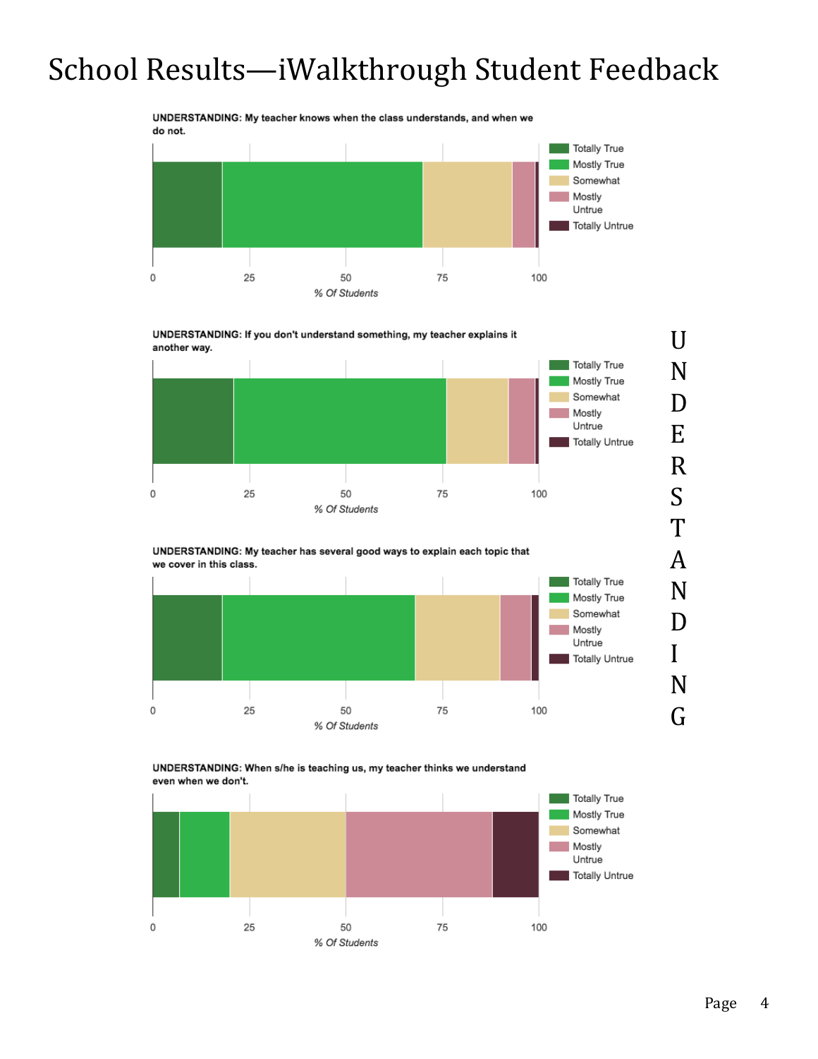# School Results—iWalkthrough Student Feedback

**UNDERSTANDING: My teacher knows when the class understands, and when we do not.**

Legend: Totally True, Mostly True, Somewhat, Mostly Untrue, Totally Untrue

0 25 50 75 100

*% Of Students*

**UNDERSTANDING: If you don't understand something, my teacher explains it another way.**

Legend: Totally True, Mostly True, Somewhat, Mostly Untrue, Totally Untrue

0 25 50 75 100

*% Of Students*

**UNDERSTANDING: My teacher has several good ways to explain each topic that we cover in this class.**

Legend: Totally True, Mostly True, Somewhat, Mostly Untrue, Totally Untrue

0 25 50 75 100

*% Of Students*

**UNDERSTANDING: When s/he is teaching us, my teacher thinks we understand even when we don't.**

Legend: Totally True, Mostly True, Somewhat, Mostly Untrue, Totally Untrue

0 25 50 75 100

*% Of Students*

UNDERSTANDING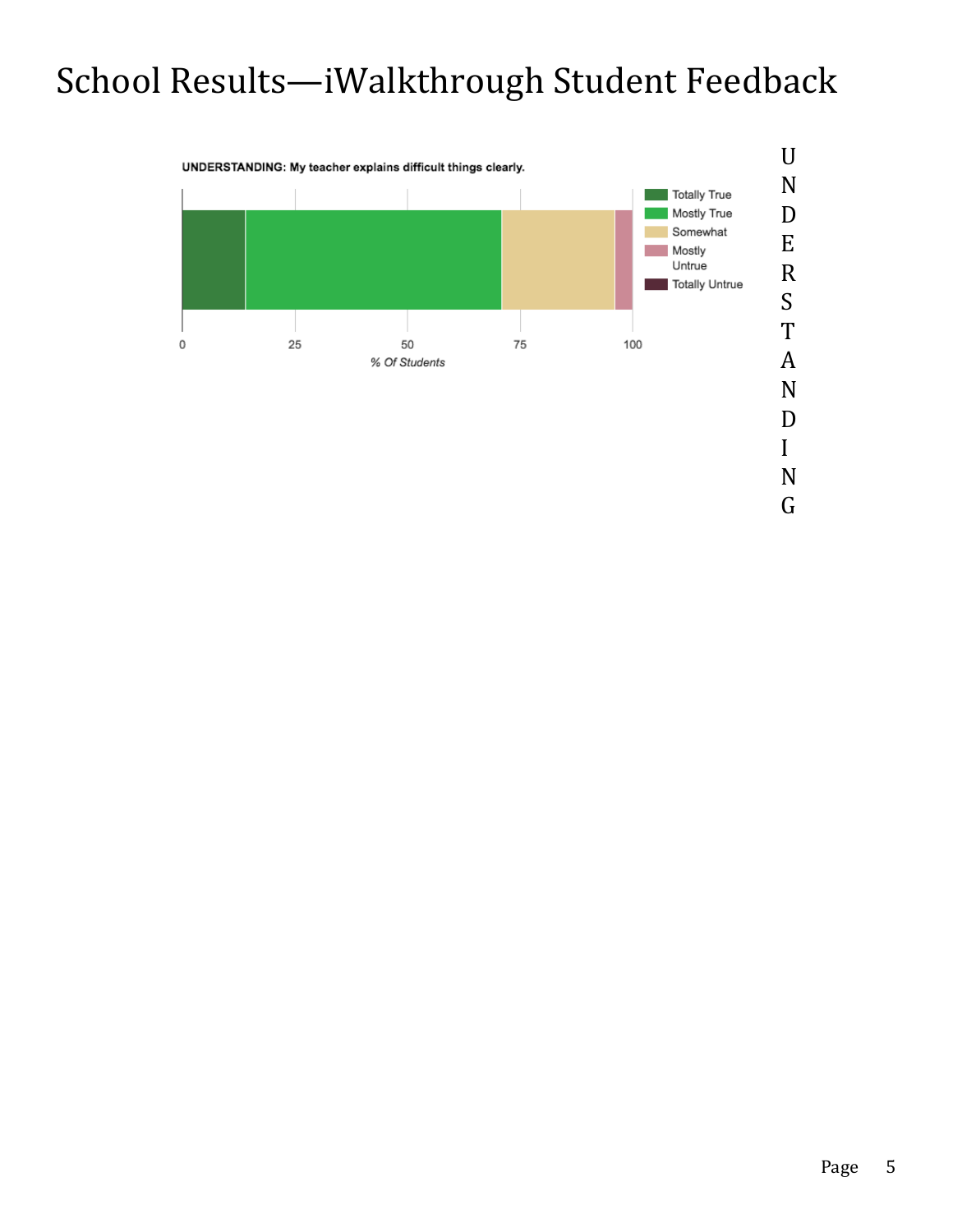# School Results—iWalkthrough Student Feedback

**UNDERSTANDING:** My teacher explains difficult things clearly.

Totally True
Mostly True
Somewhat
Mostly Untrue
Totally Untrue

0 25 50 75 100

*% Of Students*

UNDERSTANDING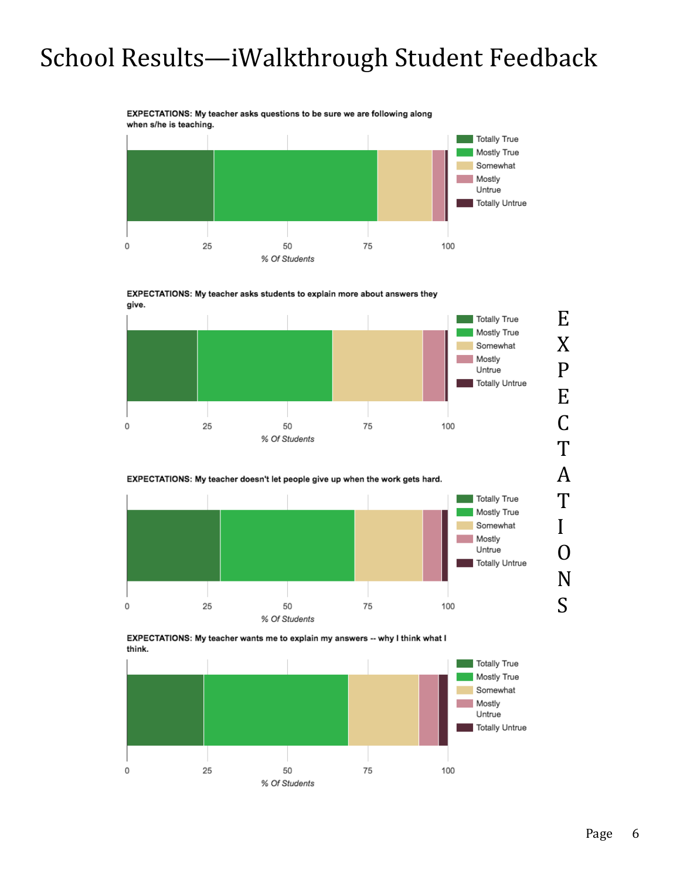# School Results—iWalkthrough Student Feedback

**EXPECTATIONS: My teacher asks questions to be sure we are following along when s/he is teaching.**

Legend: Totally True, Mostly True, Somewhat, Mostly Untrue, Totally Untrue

0 25 50 75 100

*% Of Students*

**EXPECTATIONS: My teacher asks students to explain more about answers they give.**

Legend: Totally True, Mostly True, Somewhat, Mostly Untrue, Totally Untrue

0 25 50 75 100

*% Of Students*

**EXPECTATIONS: My teacher doesn't let people give up when the work gets hard.**

Legend: Totally True, Mostly True, Somewhat, Mostly Untrue, Totally Untrue

0 25 50 75 100

*% Of Students*

**EXPECTATIONS: My teacher wants me to explain my answers -- why I think what I think.**

Legend: Totally True, Mostly True, Somewhat, Mostly Untrue, Totally Untrue

0 25 50 75 100

*% Of Students*

EXPECTATIONS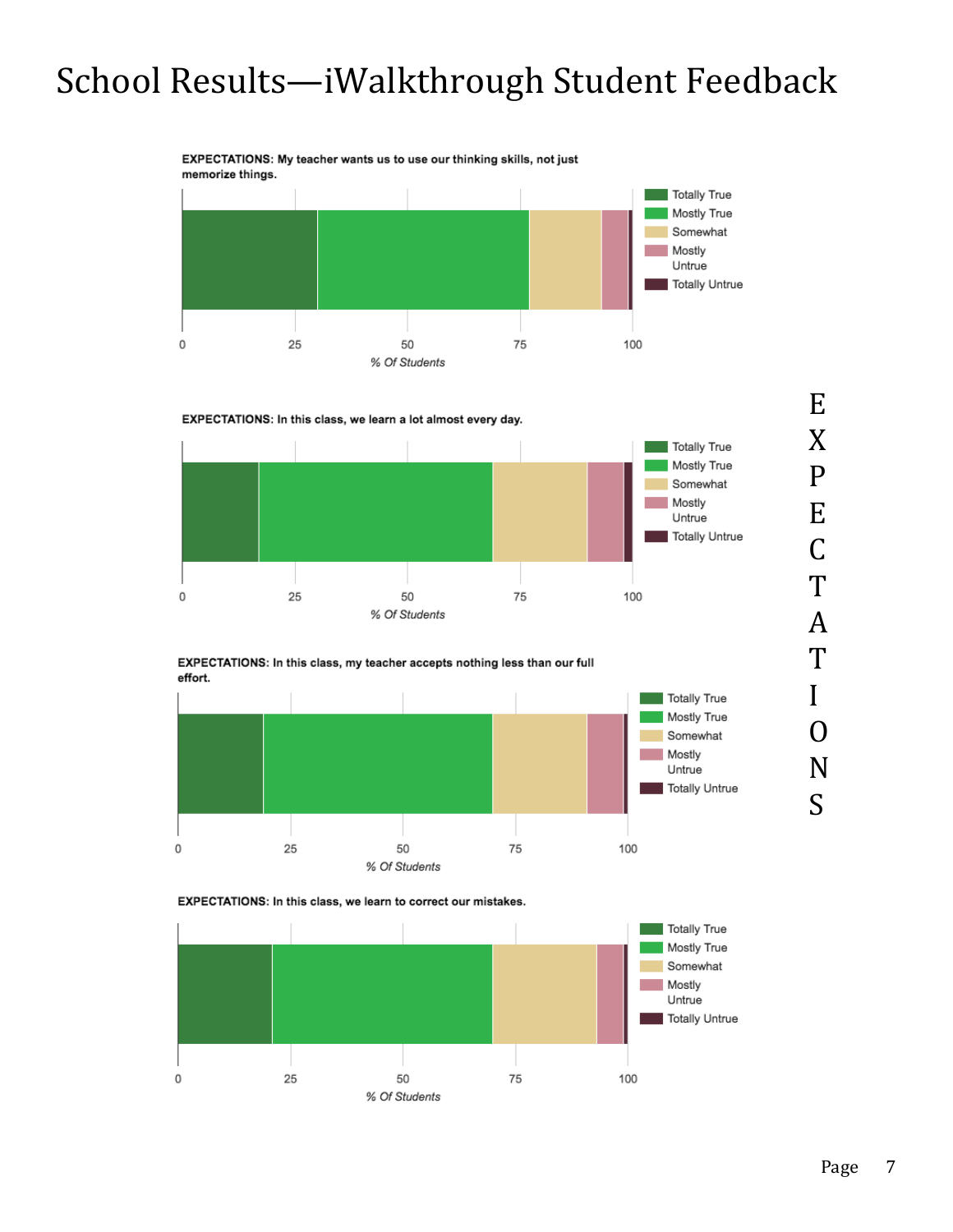# School Results—iWalkthrough Student Feedback

**EXPECTATIONS:** My teacher wants us to use our thinking skills, not just memorize things.

Legend: Totally True, Mostly True, Somewhat, Mostly Untrue, Totally Untrue

0 25 50 75 100

*% Of Students*

**EXPECTATIONS:** In this class, we learn a lot almost every day.

Legend: Totally True, Mostly True, Somewhat, Mostly Untrue, Totally Untrue

0 25 50 75 100

*% Of Students*

**EXPECTATIONS:** In this class, my teacher accepts nothing less than our full effort.

Legend: Totally True, Mostly True, Somewhat, Mostly Untrue, Totally Untrue

0 25 50 75 100

*% Of Students*

**EXPECTATIONS:** In this class, we learn to correct our mistakes.

Legend: Totally True, Mostly True, Somewhat, Mostly Untrue, Totally Untrue

0 25 50 75 100

*% Of Students*

EXPECTATIONS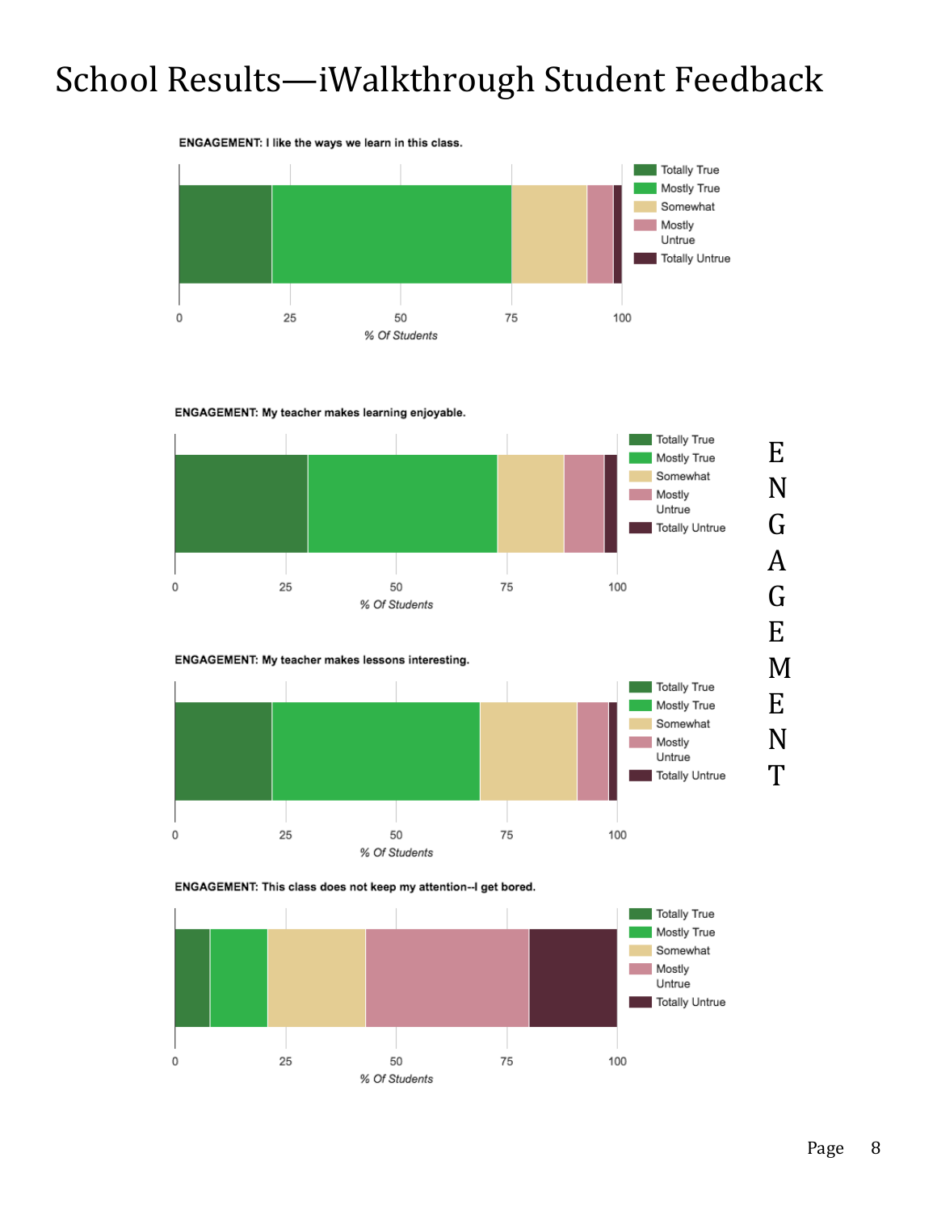# School Results—iWalkthrough Student Feedback

**ENGAGEMENT: I like the ways we learn in this class.**

Legend: Totally True, Mostly True, Somewhat, Mostly Untrue, Totally Untrue

0 25 50 75 100

*% Of Students*

**ENGAGEMENT: My teacher makes learning enjoyable.**

Legend: Totally True, Mostly True, Somewhat, Mostly Untrue, Totally Untrue

0 25 50 75 100

*% Of Students*

**ENGAGEMENT: My teacher makes lessons interesting.**

Legend: Totally True, Mostly True, Somewhat, Mostly Untrue, Totally Untrue

0 25 50 75 100

*% Of Students*

**ENGAGEMENT: This class does not keep my attention--I get bored.**

Legend: Totally True, Mostly True, Somewhat, Mostly Untrue, Totally Untrue

0 25 50 75 100

*% Of Students*

ENGAGEMENT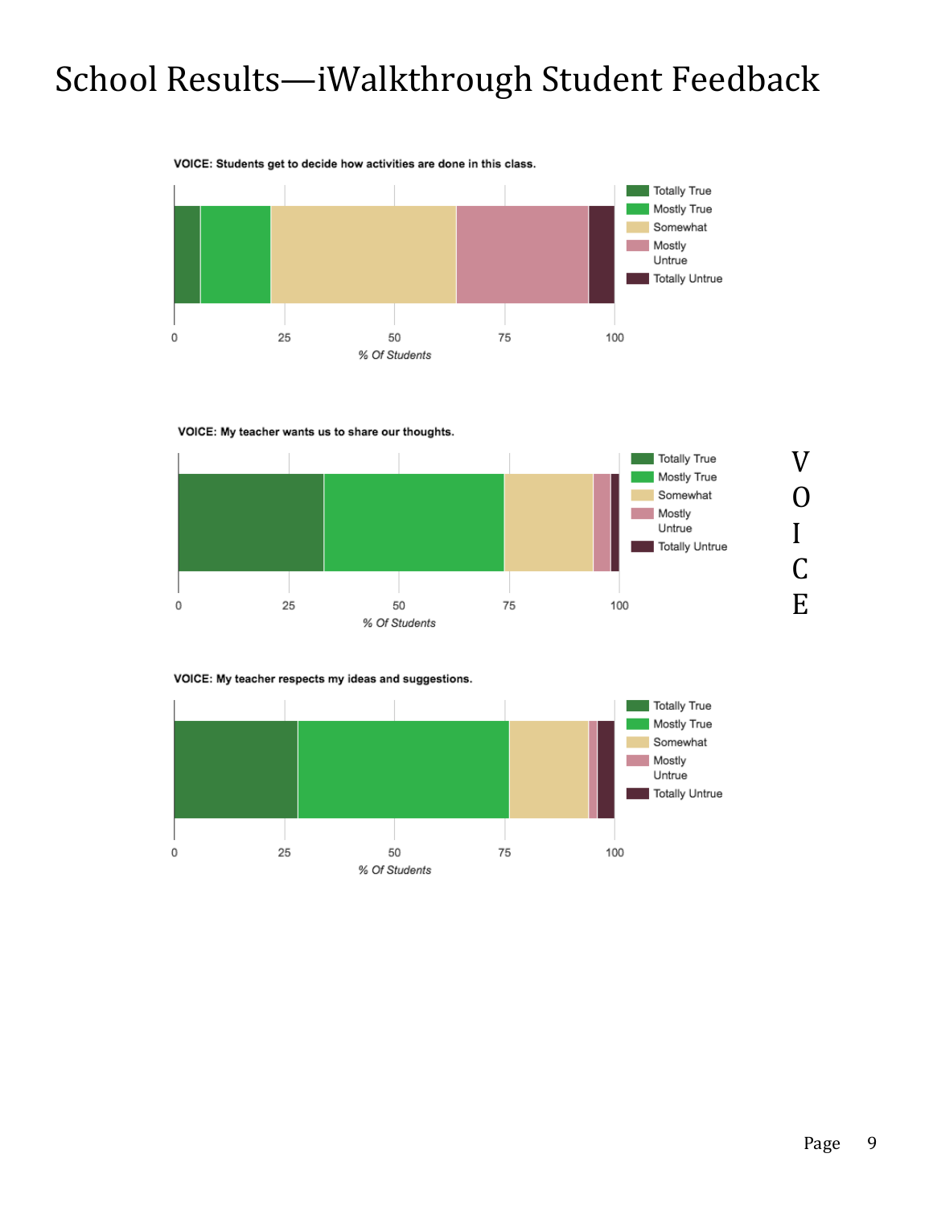# School Results—iWalkthrough Student Feedback

**VOICE: Students get to decide how activities are done in this class.**

Legend: Totally True, Mostly True, Somewhat, Mostly Untrue, Totally Untrue

0 25 50 75 100

*% Of Students*

**VOICE: My teacher wants us to share our thoughts.**

Legend: Totally True, Mostly True, Somewhat, Mostly Untrue, Totally Untrue

0 25 50 75 100

*% Of Students*

VOICE

**VOICE: My teacher respects my ideas and suggestions.**

Legend: Totally True, Mostly True, Somewhat, Mostly Untrue, Totally Untrue

0 25 50 75 100

*% Of Students*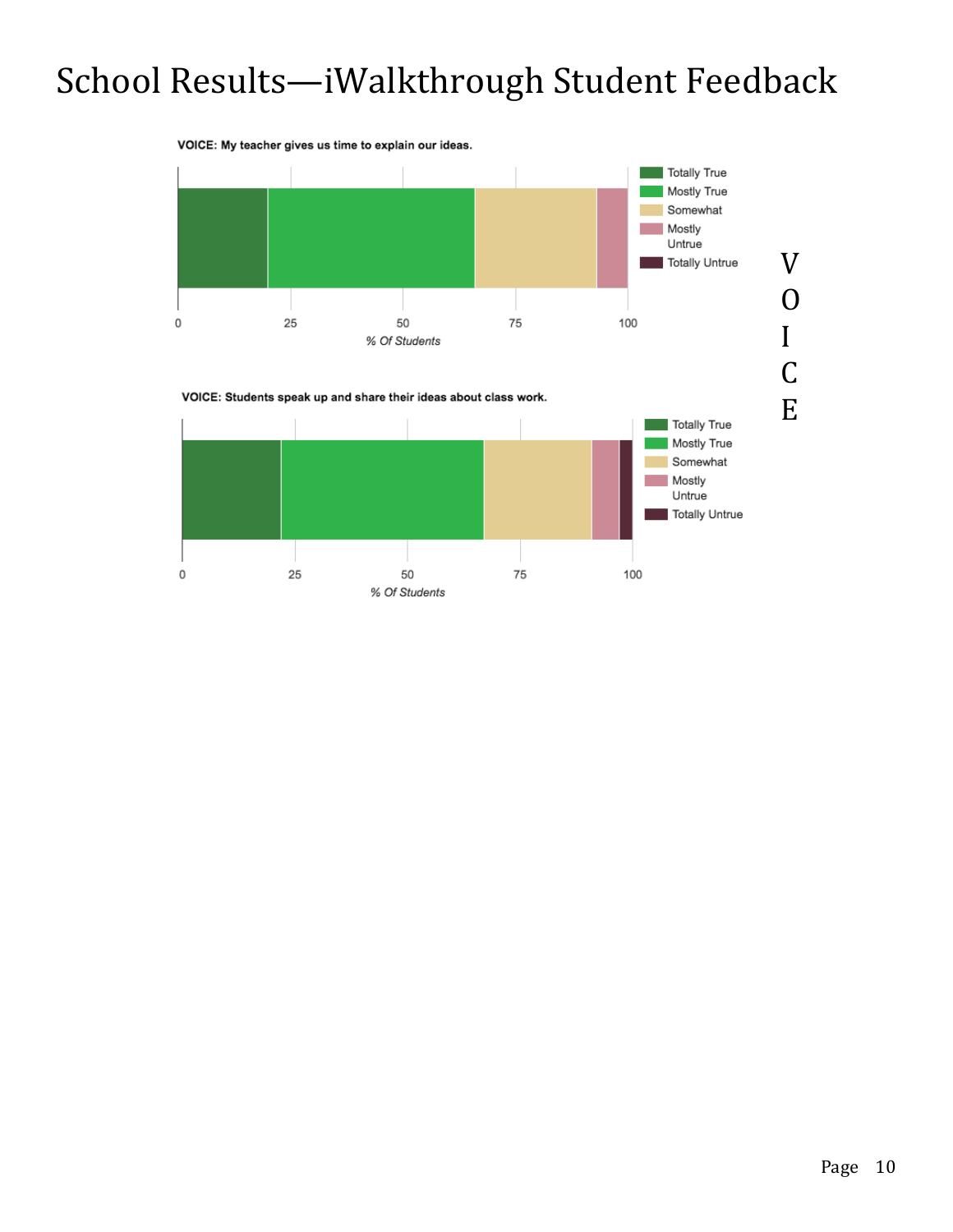# School Results—iWalkthrough Student Feedback

**VOICE: My teacher gives us time to explain our ideas.**

Legend: Totally True, Mostly True, Somewhat, Mostly Untrue, Totally Untrue

0 25 50 75 100

*% Of Students*

V
O
I
C
E

**VOICE: Students speak up and share their ideas about class work.**

Legend: Totally True, Mostly True, Somewhat, Mostly Untrue, Totally Untrue

0 25 50 75 100

*% Of Students*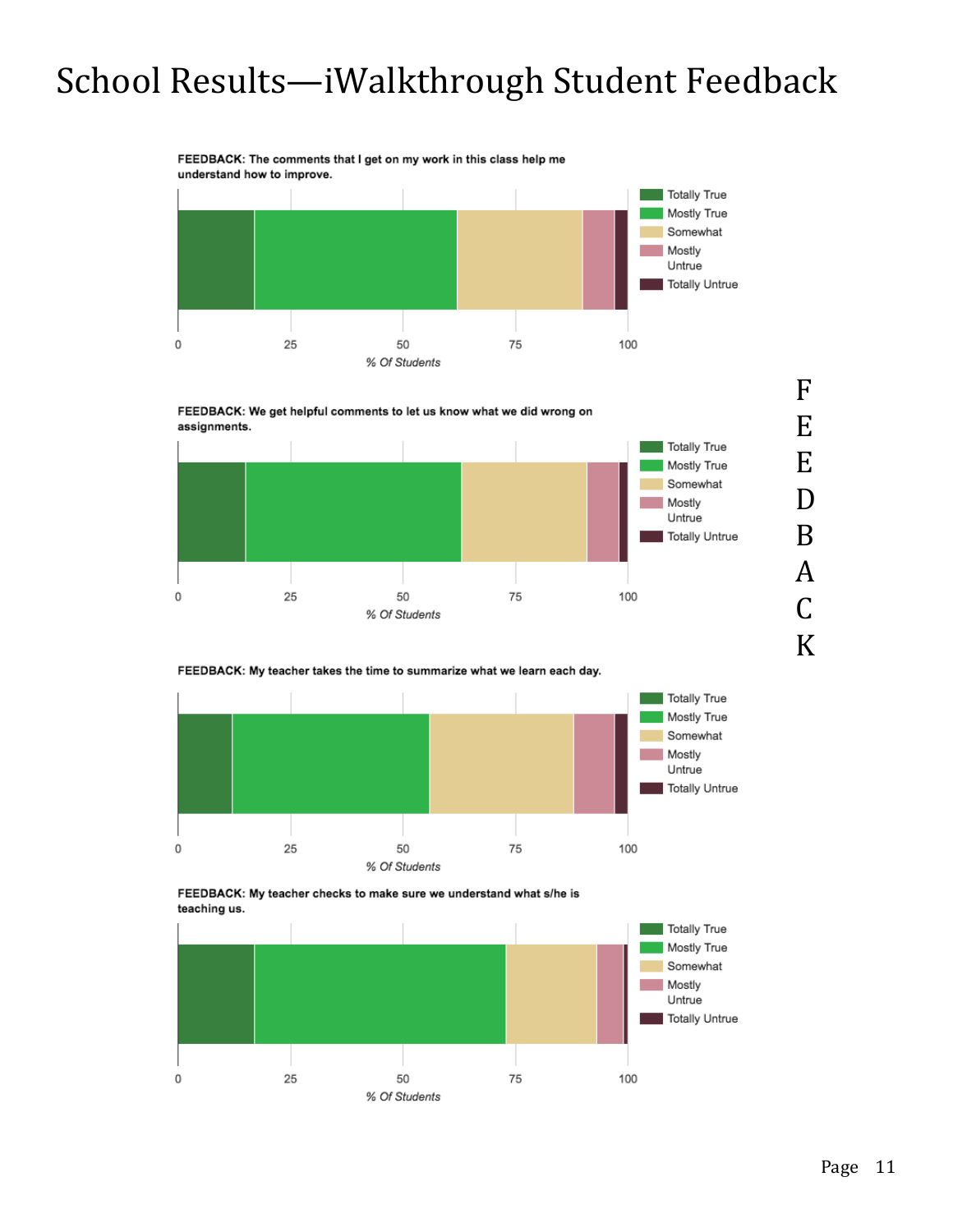# School Results—iWalkthrough Student Feedback

FEEDBACK: The comments that I get on my work in this class help me understand how to improve.

Totally True
Mostly True
Somewhat
Mostly Untrue
Totally Untrue

0 25 50 75 100
% Of Students

FEEDBACK: We get helpful comments to let us know what we did wrong on assignments.

Totally True
Mostly True
Somewhat
Mostly Untrue
Totally Untrue

0 25 50 75 100
% Of Students

FEEDBACK

FEEDBACK: My teacher takes the time to summarize what we learn each day.

Totally True
Mostly True
Somewhat
Mostly Untrue
Totally Untrue

0 25 50 75 100
% Of Students

FEEDBACK: My teacher checks to make sure we understand what s/he is teaching us.

Totally True
Mostly True
Somewhat
Mostly Untrue
Totally Untrue

0 25 50 75 100
% Of Students